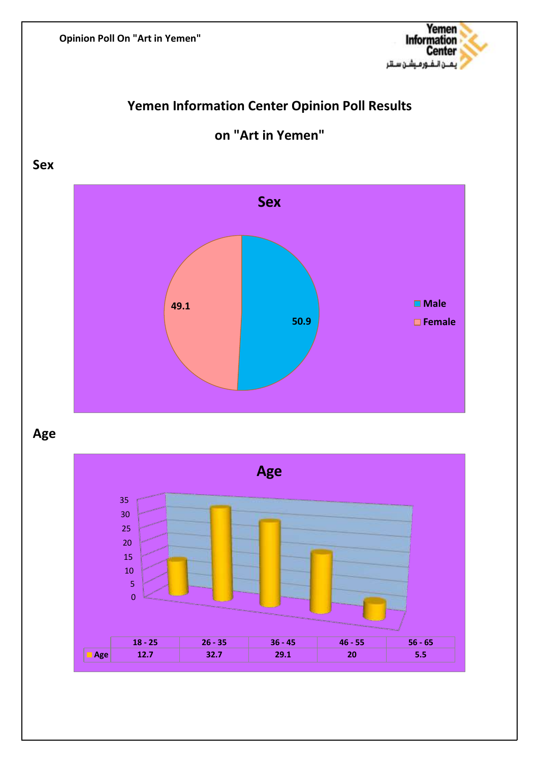Opinion Poll On "Art in Yemen"

# Yemen Information Center Opinion Poll Results

# on "Art in Yemen"

## Sex

**Sex**

| Sex | % |
|---|---|
| Male | 50.9 |
| Female | 49.1 |

## Age

**Age**

| | 18 - 25 | 26 - 35 | 36 - 45 | 46 - 55 | 56 - 65 |
|---|---|---|---|---|---|
| Age | 12.7 | 32.7 | 29.1 | 20 | 5.5 |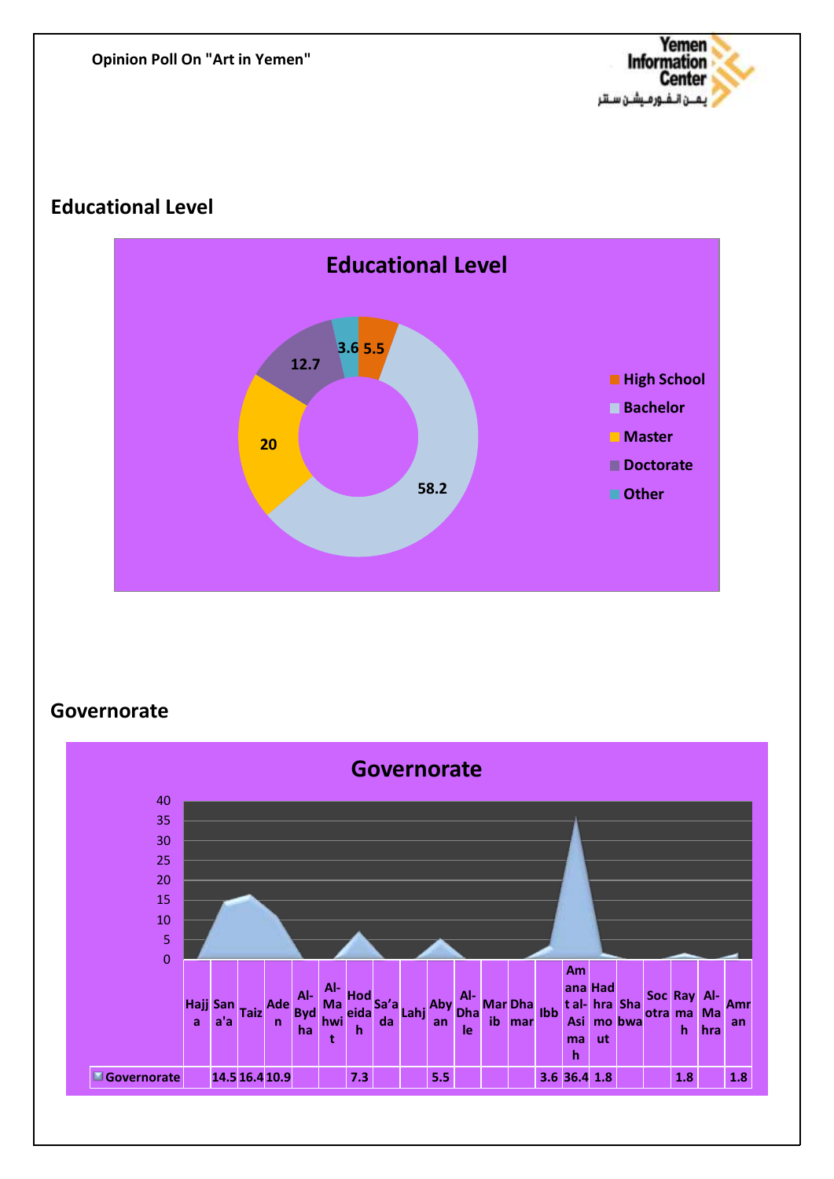## Educational Level

**Educational Level**

| Educational Level | % |
| --- | --- |
| High School | 5.5 |
| Bachelor | 58.2 |
| Master | 20 |
| Doctorate | 12.7 |
| Other | 3.6 |

## Governorate

**Governorate**

| | Hajja | San'a'a | Taiz | Aden | Al-Bydha | Al-Mahwit | Hodeidah | Sa'ada | Lahj | Abyan | Al-Dhale | Marib | Dhamar | Ibb | Amanat al-Asimah | Hadhramout | Shabwa | Socotra | Raymah | Al-Mahra | Amran |
| --- | --- | --- | --- | --- | --- | --- | --- | --- | --- | --- | --- | --- | --- | --- | --- | --- | --- | --- | --- | --- | --- |
| Governorate | | 14.5 | 16.4 | 10.9 | | | 7.3 | | | 5.5 | | | | 3.6 | 36.4 | 1.8 | | | 1.8 | | 1.8 |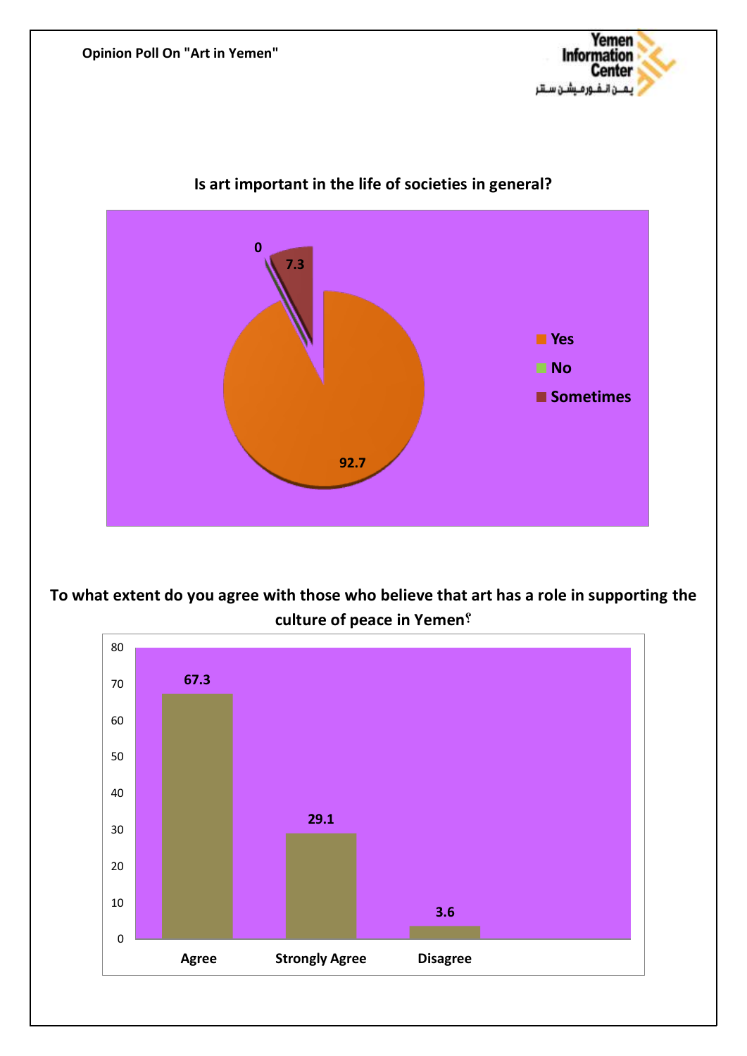## Is art important in the life of societies in general?

| Response | % |
|---|---|
| Yes | 92.7 |
| No | 0 |
| Sometimes | 7.3 |

## To what extent do you agree with those who believe that art has a role in supporting the culture of peace in Yemen؟

| Response | % |
|---|---|
| Agree | 67.3 |
| Strongly Agree | 29.1 |
| Disagree | 3.6 |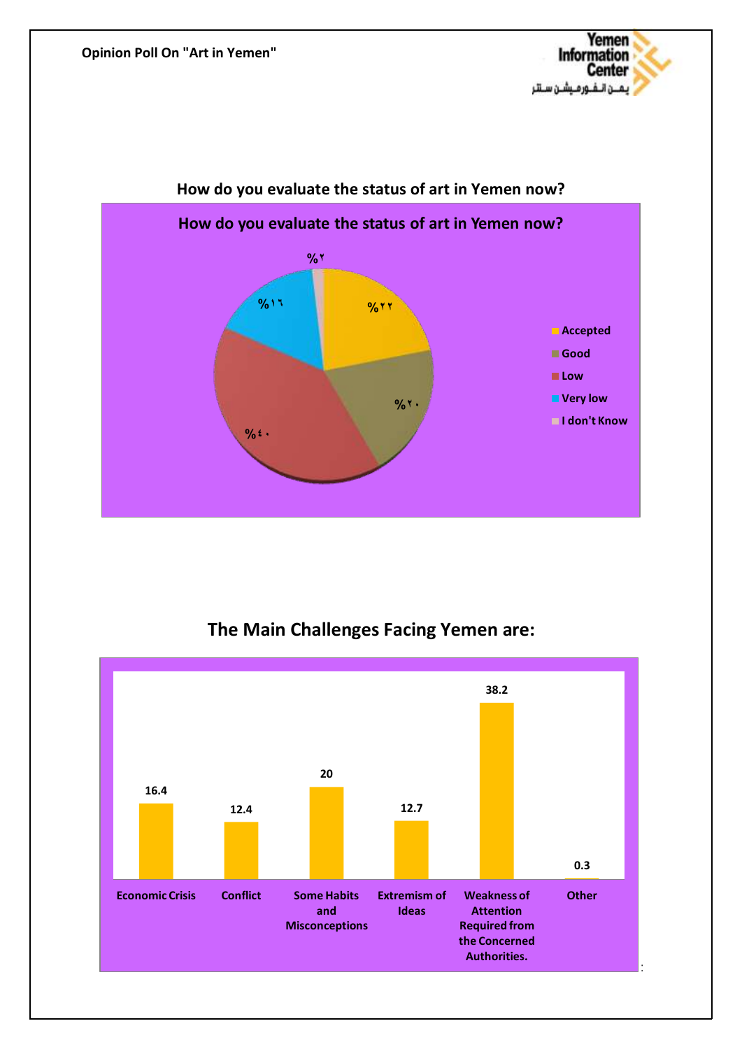## How do you evaluate the status of art in Yemen now?

**How do you evaluate the status of art in Yemen now?**

| Response | Percentage |
|---|---|
| Accepted | %٢٢ |
| Good | %٢٠ |
| Low | %٤٠ |
| Very low | %١٦ |
| I don't Know | %٢ |

## The Main Challenges Facing Yemen are:

| Challenge | Value |
|---|---|
| Economic Crisis | 16.4 |
| Conflict | 12.4 |
| Some Habits and Misconceptions | 20 |
| Extremism of Ideas | 12.7 |
| Weakness of Attention Required from the Concerned Authorities. | 38.2 |
| Other | 0.3 |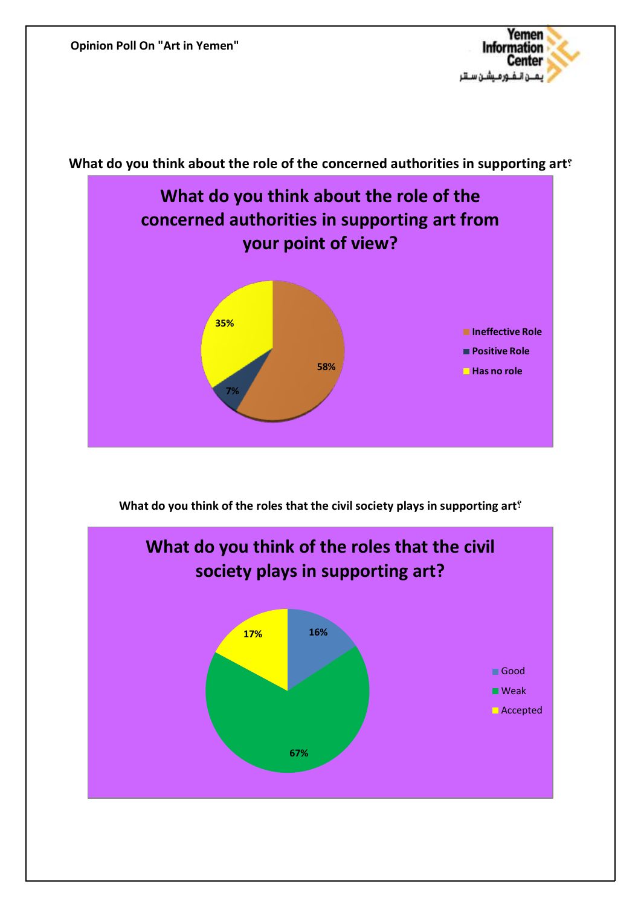What do you think about the role of the concerned authorities in supporting art؟

**What do you think about the role of the concerned authorities in supporting art from your point of view?**

| Response | Percentage |
|---|---|
| Ineffective Role | 58% |
| Positive Role | 7% |
| Has no role | 35% |

What do you think of the roles that the civil society plays in supporting art؟

**What do you think of the roles that the civil society plays in supporting art?**

| Response | Percentage |
|---|---|
| Good | 16% |
| Weak | 67% |
| Accepted | 17% |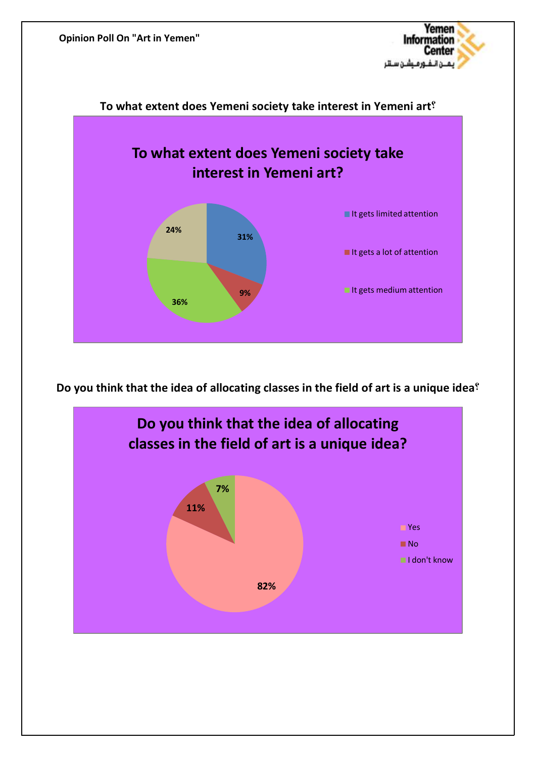**To what extent does Yemeni society take interest in Yemeni art؟**

| To what extent does Yemeni society take interest in Yemeni art? | |
|---|---|
| It gets limited attention | 31% |
| It gets a lot of attention | 9% |
| It gets medium attention | 36% |
| | 24% |

**Do you think that the idea of allocating classes in the field of art is a unique idea؟**

| Do you think that the idea of allocating classes in the field of art is a unique idea? | |
|---|---|
| Yes | 82% |
| No | 11% |
| I don't know | 7% |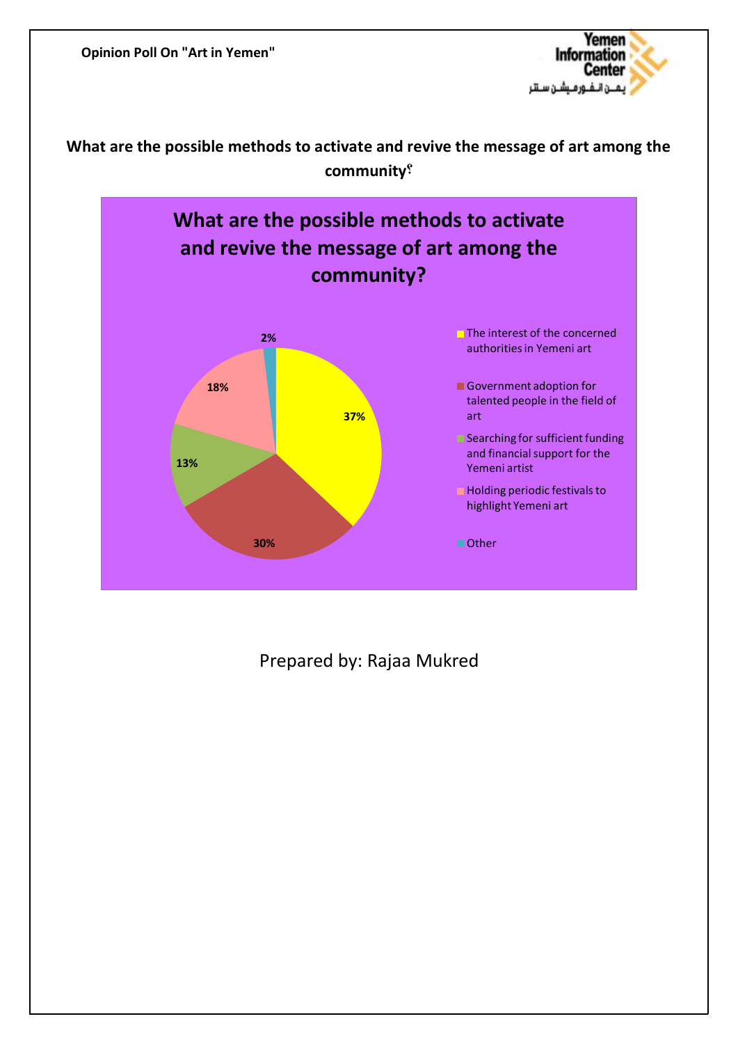Opinion Poll On "Art in Yemen"

**What are the possible methods to activate and revive the message of art among the community؟**

What are the possible methods to activate and revive the message of art among the community?

37%
30%
13%
18%
2%

The interest of the concerned authorities in Yemeni art
Government adoption for talented people in the field of art
Searching for sufficient funding and financial support for the Yemeni artist
Holding periodic festivals to highlight Yemeni art
Other

Prepared by: Rajaa Mukred